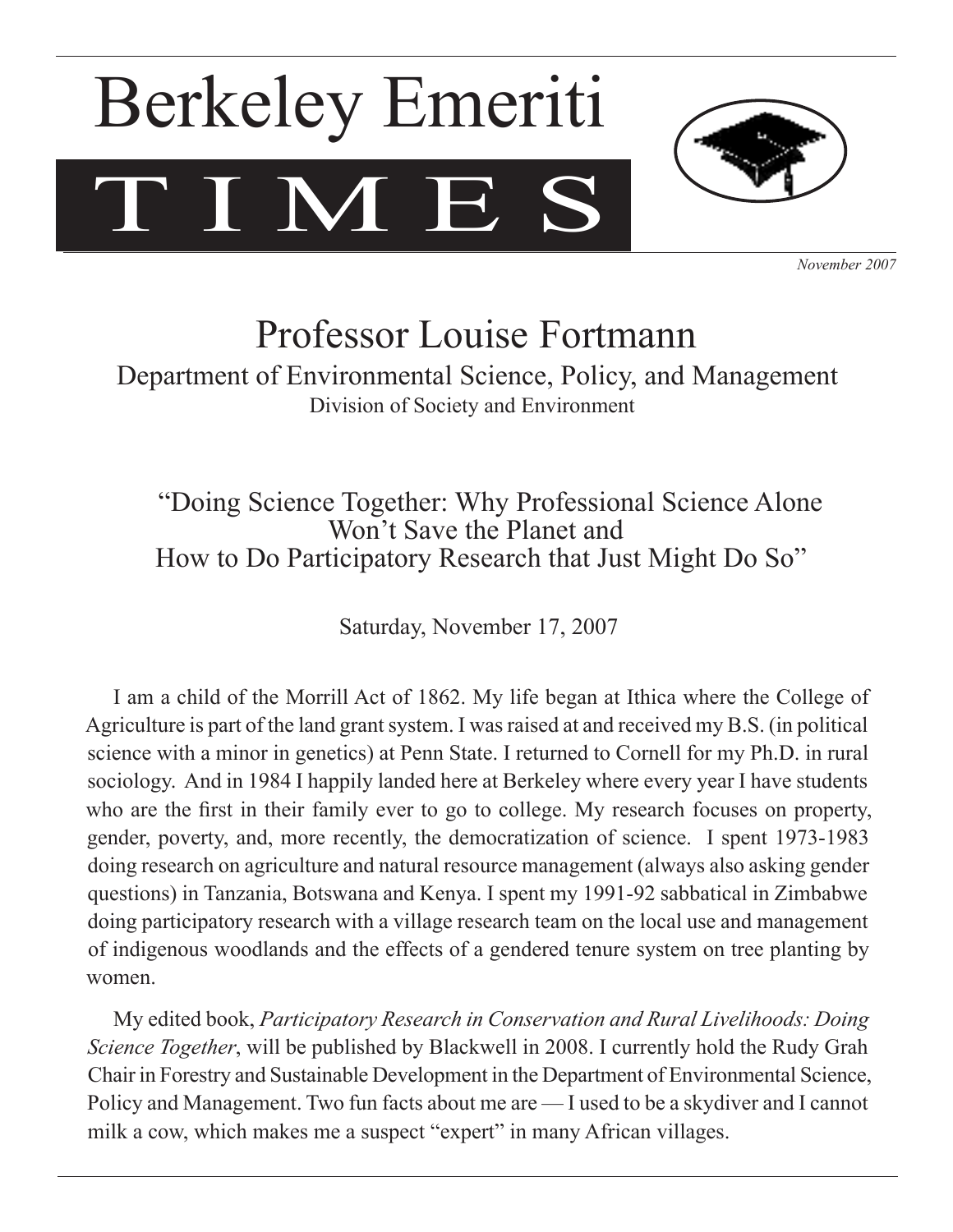# Berkeley Emeriti TIMES

*November 2007*

## Professor Louise Fortmann

Department of Environmental Science, Policy, and Management

Division of Society and Environment

### "Doing Science Together: Why Professional Science Alone Won't Save the Planet and How to Do Participatory Research that Just Might Do So"

Saturday, November 17, 2007

I am a child of the Morrill Act of 1862. My life began at Ithica where the College of Agriculture is part of the land grant system. I was raised at and received my B.S. (in political science with a minor in genetics) at Penn State. I returned to Cornell for my Ph.D. in rural sociology. And in 1984 I happily landed here at Berkeley where every year I have students who are the first in their family ever to go to college. My research focuses on property, gender, poverty, and, more recently, the democratization of science. I spent 1973-1983 doing research on agriculture and natural resource management (always also asking gender questions) in Tanzania, Botswana and Kenya. I spent my 1991-92 sabbatical in Zimbabwe doing participatory research with a village research team on the local use and management of indigenous woodlands and the effects of a gendered tenure system on tree planting by women.

My edited book, *Participatory Research in Conservation and Rural Livelihoods: Doing Science Together*, will be published by Blackwell in 2008. I currently hold the Rudy Grah Chair in Forestry and Sustainable Development in the Department of Environmental Science, Policy and Management. Two fun facts about me are — I used to be a skydiver and I cannot milk a cow, which makes me a suspect "expert" in many African villages.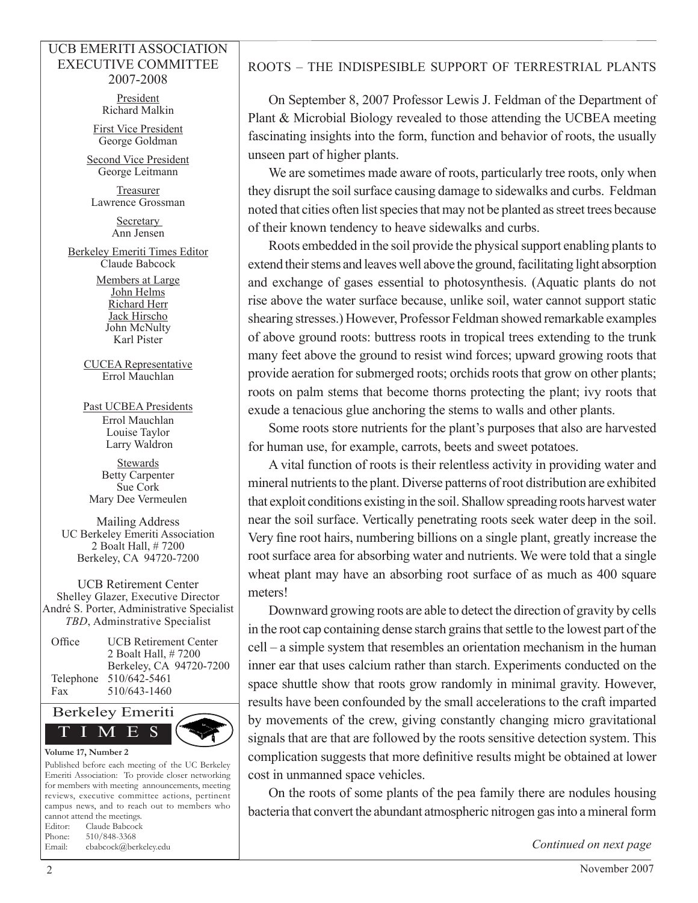UCB EMERITI ASSOCIATION
EXECUTIVE COMMITTEE
2007-2008

President
Richard Malkin

First Vice President
George Goldman

Second Vice President
George Leitmann

Treasurer
Lawrence Grossman

Secretary
Ann Jensen

Berkeley Emeriti Times Editor
Claude Babcock

Members at Large
John Helms
Richard Herr
Jack Hirscho
John McNulty
Karl Pister

CUCEA Representative
Errol Mauchlan

Past UCBEA Presidents
Errol Mauchlan
Louise Taylor
Larry Waldron

Stewards
Betty Carpenter
Sue Cork
Mary Dee Vermeulen

Mailing Address
UC Berkeley Emeriti Association
2 Boalt Hall, # 7200
Berkeley, CA 94720-7200

UCB Retirement Center
Shelley Glazer, Executive Director
André S. Porter, Administrative Specialist
*TBD*, Adminstrative Specialist

| | |
|---|---|
| Office | UCB Retirement Center<br>2 Boalt Hall, # 7200<br>Berkeley, CA 94720-7200 |
| Telephone | 510/642-5461 |
| Fax | 510/643-1460 |

Berkeley Emeriti TIMES

**Volume 17, Number 2**

Published before each meeting of the UC Berkeley Emeriti Association: To provide closer networking for members with meeting announcements, meeting reviews, executive committee actions, pertinent campus news, and to reach out to members who cannot attend the meetings.

Editor: Claude Babcock
Phone: 510/848-3368
Email: cbabcock@berkeley.edu

## ROOTS – THE INDISPESIBLE SUPPORT OF TERRESTRIAL PLANTS

On September 8, 2007 Professor Lewis J. Feldman of the Department of Plant & Microbial Biology revealed to those attending the UCBEA meeting fascinating insights into the form, function and behavior of roots, the usually unseen part of higher plants.

We are sometimes made aware of roots, particularly tree roots, only when they disrupt the soil surface causing damage to sidewalks and curbs. Feldman noted that cities often list species that may not be planted as street trees because of their known tendency to heave sidewalks and curbs.

Roots embedded in the soil provide the physical support enabling plants to extend their stems and leaves well above the ground, facilitating light absorption and exchange of gases essential to photosynthesis. (Aquatic plants do not rise above the water surface because, unlike soil, water cannot support static shearing stresses.) However, Professor Feldman showed remarkable examples of above ground roots: buttress roots in tropical trees extending to the trunk many feet above the ground to resist wind forces; upward growing roots that provide aeration for submerged roots; orchids roots that grow on other plants; roots on palm stems that become thorns protecting the plant; ivy roots that exude a tenacious glue anchoring the stems to walls and other plants.

Some roots store nutrients for the plant's purposes that also are harvested for human use, for example, carrots, beets and sweet potatoes.

A vital function of roots is their relentless activity in providing water and mineral nutrients to the plant. Diverse patterns of root distribution are exhibited that exploit conditions existing in the soil. Shallow spreading roots harvest water near the soil surface. Vertically penetrating roots seek water deep in the soil. Very fine root hairs, numbering billions on a single plant, greatly increase the root surface area for absorbing water and nutrients. We were told that a single wheat plant may have an absorbing root surface of as much as 400 square meters!

Downward growing roots are able to detect the direction of gravity by cells in the root cap containing dense starch grains that settle to the lowest part of the cell – a simple system that resembles an orientation mechanism in the human inner ear that uses calcium rather than starch. Experiments conducted on the space shuttle show that roots grow randomly in minimal gravity. However, results have been confounded by the small accelerations to the craft imparted by movements of the crew, giving constantly changing micro gravitational signals that are that are followed by the roots sensitive detection system. This complication suggests that more definitive results might be obtained at lower cost in unmanned space vehicles.

On the roots of some plants of the pea family there are nodules housing bacteria that convert the abundant atmospheric nitrogen gas into a mineral form

*Continued on next page*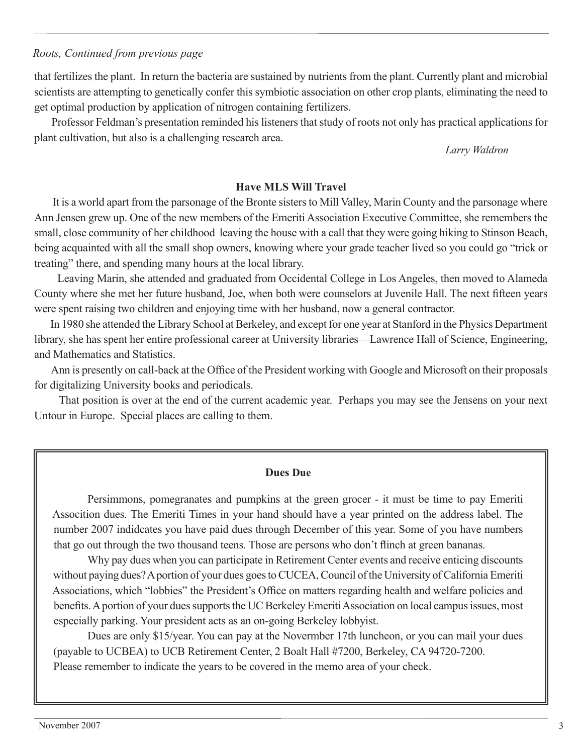*Roots, Continued from previous page*

that fertilizes the plant. In return the bacteria are sustained by nutrients from the plant. Currently plant and microbial scientists are attempting to genetically confer this symbiotic association on other crop plants, eliminating the need to get optimal production by application of nitrogen containing fertilizers.

Professor Feldman's presentation reminded his listeners that study of roots not only has practical applications for plant cultivation, but also is a challenging research area.

*Larry Waldron*

**Have MLS Will Travel**

It is a world apart from the parsonage of the Bronte sisters to Mill Valley, Marin County and the parsonage where Ann Jensen grew up. One of the new members of the Emeriti Association Executive Committee, she remembers the small, close community of her childhood leaving the house with a call that they were going hiking to Stinson Beach, being acquainted with all the small shop owners, knowing where your grade teacher lived so you could go "trick or treating" there, and spending many hours at the local library.

Leaving Marin, she attended and graduated from Occidental College in Los Angeles, then moved to Alameda County where she met her future husband, Joe, when both were counselors at Juvenile Hall. The next fifteen years were spent raising two children and enjoying time with her husband, now a general contractor.

In 1980 she attended the Library School at Berkeley, and except for one year at Stanford in the Physics Department library, she has spent her entire professional career at University libraries—Lawrence Hall of Science, Engineering, and Mathematics and Statistics.

Ann is presently on call-back at the Office of the President working with Google and Microsoft on their proposals for digitalizing University books and periodicals.

That position is over at the end of the current academic year. Perhaps you may see the Jensens on your next Untour in Europe. Special places are calling to them.

**Dues Due**

Persimmons, pomegranates and pumpkins at the green grocer - it must be time to pay Emeriti Assocition dues. The Emeriti Times in your hand should have a year printed on the address label. The number 2007 indidcates you have paid dues through December of this year. Some of you have numbers that go out through the two thousand teens. Those are persons who don't flinch at green bananas.

Why pay dues when you can participate in Retirement Center events and receive enticing discounts without paying dues? A portion of your dues goes to CUCEA, Council of the University of California Emeriti Associations, which "lobbies" the President's Office on matters regarding health and welfare policies and benefits. A portion of your dues supports the UC Berkeley Emeriti Association on local campus issues, most especially parking. Your president acts as an on-going Berkeley lobbyist.

Dues are only $15/year. You can pay at the Novermber 17th luncheon, or you can mail your dues (payable to UCBEA) to UCB Retirement Center, 2 Boalt Hall #7200, Berkeley, CA 94720-7200. Please remember to indicate the years to be covered in the memo area of your check.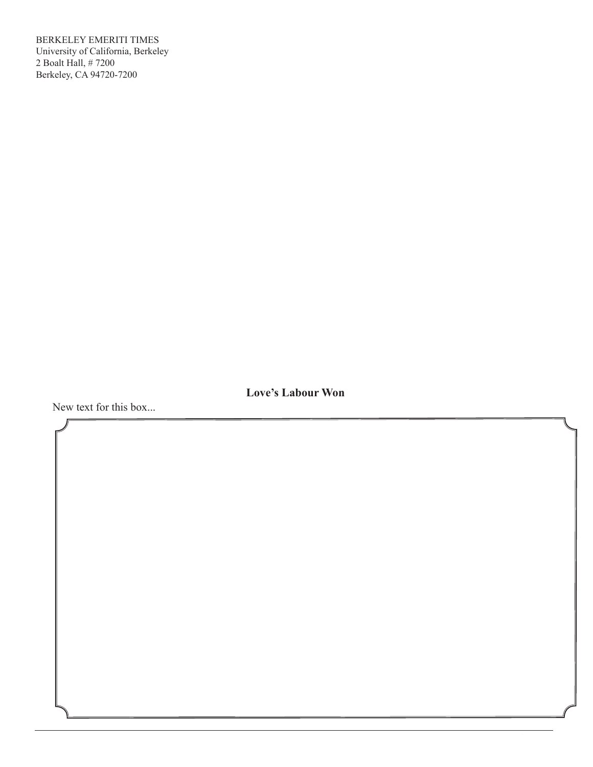BERKELEY EMERITI TIMES
University of California, Berkeley
2 Boalt Hall, # 7200
Berkeley, CA 94720-7200

**Love's Labour Won**

New text for this box...